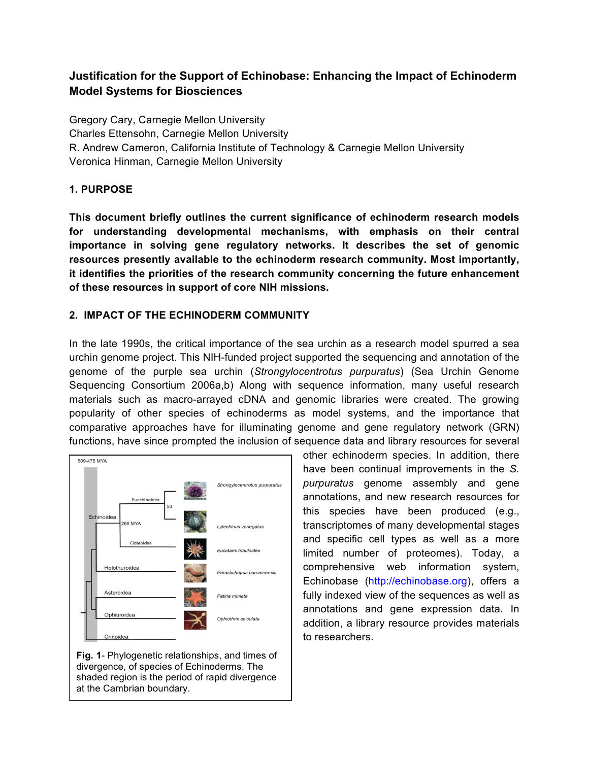# Justification for the Support of Echinobase: Enhancing the Impact of Echinoderm Model Systems for Biosciences

Gregory Cary, Carnegie Mellon University
Charles Ettensohn, Carnegie Mellon University
R. Andrew Cameron, California Institute of Technology & Carnegie Mellon University
Veronica Hinman, Carnegie Mellon University

## 1. PURPOSE

**This document briefly outlines the current significance of echinoderm research models for understanding developmental mechanisms, with emphasis on their central importance in solving gene regulatory networks. It describes the set of genomic resources presently available to the echinoderm research community. Most importantly, it identifies the priorities of the research community concerning the future enhancement of these resources in support of core NIH missions.**

## 2. IMPACT OF THE ECHINODERM COMMUNITY

In the late 1990s, the critical importance of the sea urchin as a research model spurred a sea urchin genome project. This NIH-funded project supported the sequencing and annotation of the genome of the purple sea urchin (*Strongylocentrotus purpuratus*) (Sea Urchin Genome Sequencing Consortium 2006a,b) Along with sequence information, many useful research materials such as macro-arrayed cDNA and genomic libraries were created. The growing popularity of other species of echinoderms as model systems, and the importance that comparative approaches have for illuminating genome and gene regulatory network (GRN) functions, have since prompted the inclusion of sequence data and library resources for several other echinoderm species. In addition, there have been continual improvements in the *S. purpuratus* genome assembly and gene annotations, and new research resources for this species have been produced (e.g., transcriptomes of many developmental stages and specific cell types as well as a more limited number of proteomes). Today, a comprehensive web information system, Echinobase (http://echinobase.org), offers a fully indexed view of the sequences as well as annotations and gene expression data. In addition, a library resource provides materials to researchers.

**Fig. 1**- Phylogenetic relationships, and times of divergence, of species of Echinoderms. The shaded region is the period of rapid divergence at the Cambrian boundary.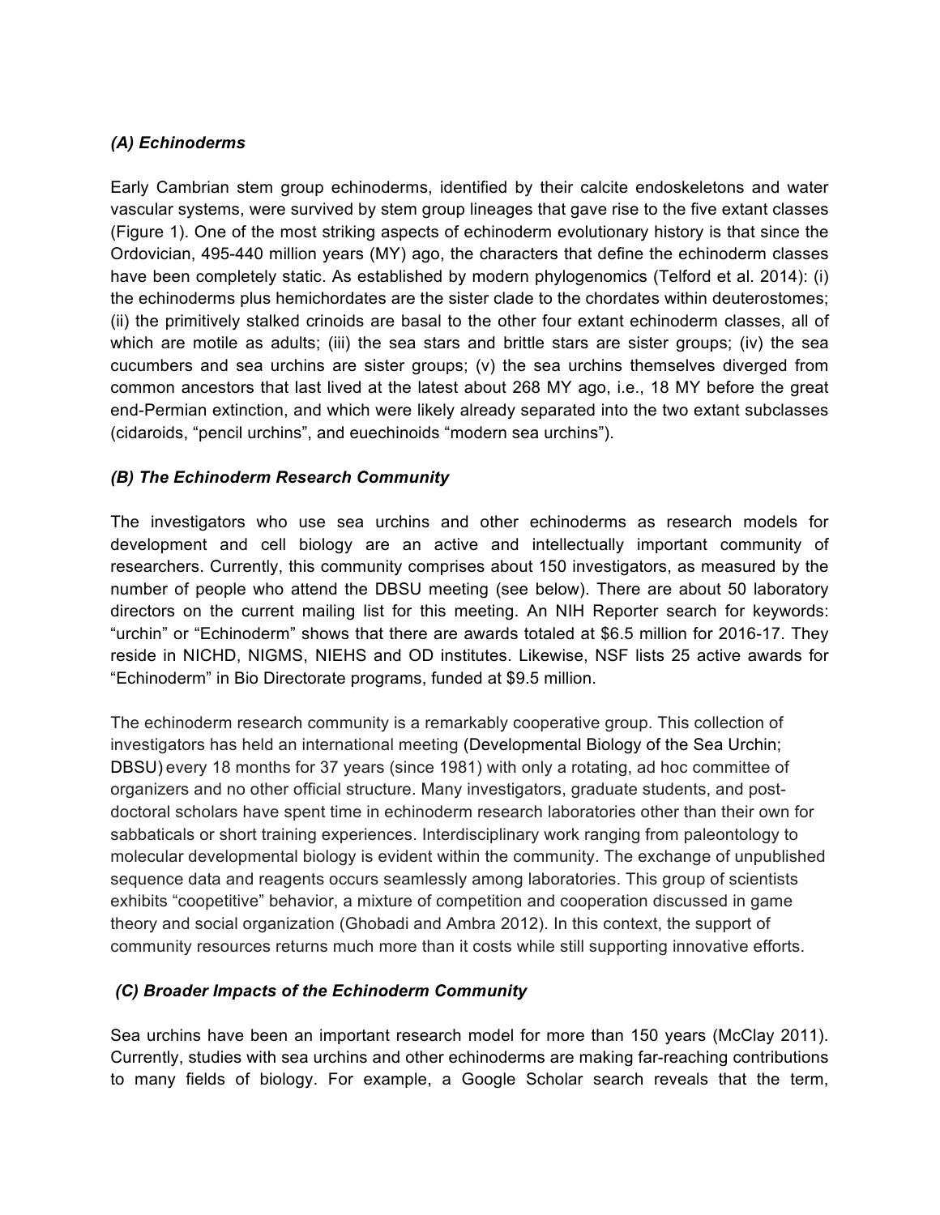### *(A) Echinoderms*

Early Cambrian stem group echinoderms, identified by their calcite endoskeletons and water vascular systems, were survived by stem group lineages that gave rise to the five extant classes (Figure 1). One of the most striking aspects of echinoderm evolutionary history is that since the Ordovician, 495-440 million years (MY) ago, the characters that define the echinoderm classes have been completely static. As established by modern phylogenomics (Telford et al. 2014): (i) the echinoderms plus hemichordates are the sister clade to the chordates within deuterostomes; (ii) the primitively stalked crinoids are basal to the other four extant echinoderm classes, all of which are motile as adults; (iii) the sea stars and brittle stars are sister groups; (iv) the sea cucumbers and sea urchins are sister groups; (v) the sea urchins themselves diverged from common ancestors that last lived at the latest about 268 MY ago, i.e., 18 MY before the great end-Permian extinction, and which were likely already separated into the two extant subclasses (cidaroids, "pencil urchins", and euechinoids "modern sea urchins").

### *(B) The Echinoderm Research Community*

The investigators who use sea urchins and other echinoderms as research models for development and cell biology are an active and intellectually important community of researchers. Currently, this community comprises about 150 investigators, as measured by the number of people who attend the DBSU meeting (see below). There are about 50 laboratory directors on the current mailing list for this meeting. An NIH Reporter search for keywords: "urchin" or "Echinoderm" shows that there are awards totaled at $6.5 million for 2016-17. They reside in NICHD, NIGMS, NIEHS and OD institutes. Likewise, NSF lists 25 active awards for "Echinoderm" in Bio Directorate programs, funded at $9.5 million.

The echinoderm research community is a remarkably cooperative group. This collection of investigators has held an international meeting (Developmental Biology of the Sea Urchin; DBSU) every 18 months for 37 years (since 1981) with only a rotating, ad hoc committee of organizers and no other official structure. Many investigators, graduate students, and post-doctoral scholars have spent time in echinoderm research laboratories other than their own for sabbaticals or short training experiences. Interdisciplinary work ranging from paleontology to molecular developmental biology is evident within the community. The exchange of unpublished sequence data and reagents occurs seamlessly among laboratories. This group of scientists exhibits "coopetitive" behavior, a mixture of competition and cooperation discussed in game theory and social organization (Ghobadi and Ambra 2012). In this context, the support of community resources returns much more than it costs while still supporting innovative efforts.

### *(C) Broader Impacts of the Echinoderm Community*

Sea urchins have been an important research model for more than 150 years (McClay 2011). Currently, studies with sea urchins and other echinoderms are making far-reaching contributions to many fields of biology. For example, a Google Scholar search reveals that the term,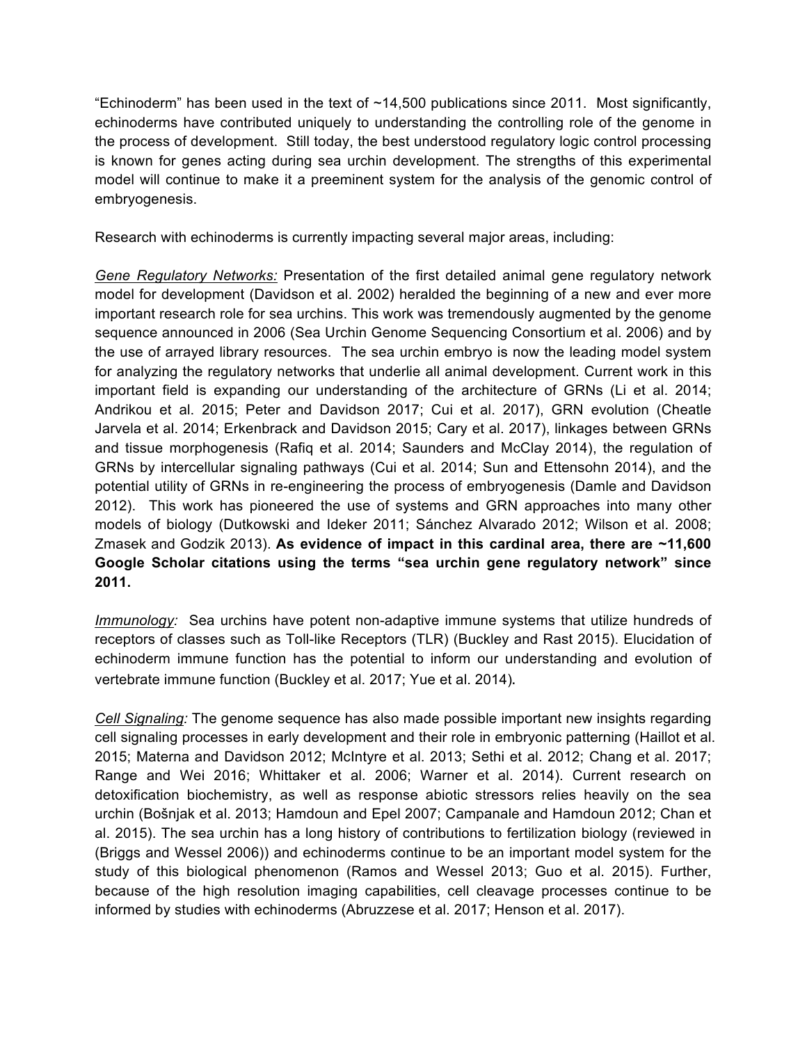"Echinoderm" has been used in the text of ~14,500 publications since 2011. Most significantly, echinoderms have contributed uniquely to understanding the controlling role of the genome in the process of development. Still today, the best understood regulatory logic control processing is known for genes acting during sea urchin development. The strengths of this experimental model will continue to make it a preeminent system for the analysis of the genomic control of embryogenesis.

Research with echinoderms is currently impacting several major areas, including:

*Gene Regulatory Networks:* Presentation of the first detailed animal gene regulatory network model for development (Davidson et al. 2002) heralded the beginning of a new and ever more important research role for sea urchins. This work was tremendously augmented by the genome sequence announced in 2006 (Sea Urchin Genome Sequencing Consortium et al. 2006) and by the use of arrayed library resources. The sea urchin embryo is now the leading model system for analyzing the regulatory networks that underlie all animal development. Current work in this important field is expanding our understanding of the architecture of GRNs (Li et al. 2014; Andrikou et al. 2015; Peter and Davidson 2017; Cui et al. 2017), GRN evolution (Cheatle Jarvela et al. 2014; Erkenbrack and Davidson 2015; Cary et al. 2017), linkages between GRNs and tissue morphogenesis (Rafiq et al. 2014; Saunders and McClay 2014), the regulation of GRNs by intercellular signaling pathways (Cui et al. 2014; Sun and Ettensohn 2014), and the potential utility of GRNs in re-engineering the process of embryogenesis (Damle and Davidson 2012). This work has pioneered the use of systems and GRN approaches into many other models of biology (Dutkowski and Ideker 2011; Sánchez Alvarado 2012; Wilson et al. 2008; Zmasek and Godzik 2013). **As evidence of impact in this cardinal area, there are ~11,600 Google Scholar citations using the terms "sea urchin gene regulatory network" since 2011.**

*Immunology:* Sea urchins have potent non-adaptive immune systems that utilize hundreds of receptors of classes such as Toll-like Receptors (TLR) (Buckley and Rast 2015). Elucidation of echinoderm immune function has the potential to inform our understanding and evolution of vertebrate immune function (Buckley et al. 2017; Yue et al. 2014).

*Cell Signaling:* The genome sequence has also made possible important new insights regarding cell signaling processes in early development and their role in embryonic patterning (Haillot et al. 2015; Materna and Davidson 2012; McIntyre et al. 2013; Sethi et al. 2012; Chang et al. 2017; Range and Wei 2016; Whittaker et al. 2006; Warner et al. 2014). Current research on detoxification biochemistry, as well as response abiotic stressors relies heavily on the sea urchin (Bošnjak et al. 2013; Hamdoun and Epel 2007; Campanale and Hamdoun 2012; Chan et al. 2015). The sea urchin has a long history of contributions to fertilization biology (reviewed in (Briggs and Wessel 2006)) and echinoderms continue to be an important model system for the study of this biological phenomenon (Ramos and Wessel 2013; Guo et al. 2015). Further, because of the high resolution imaging capabilities, cell cleavage processes continue to be informed by studies with echinoderms (Abruzzese et al. 2017; Henson et al. 2017).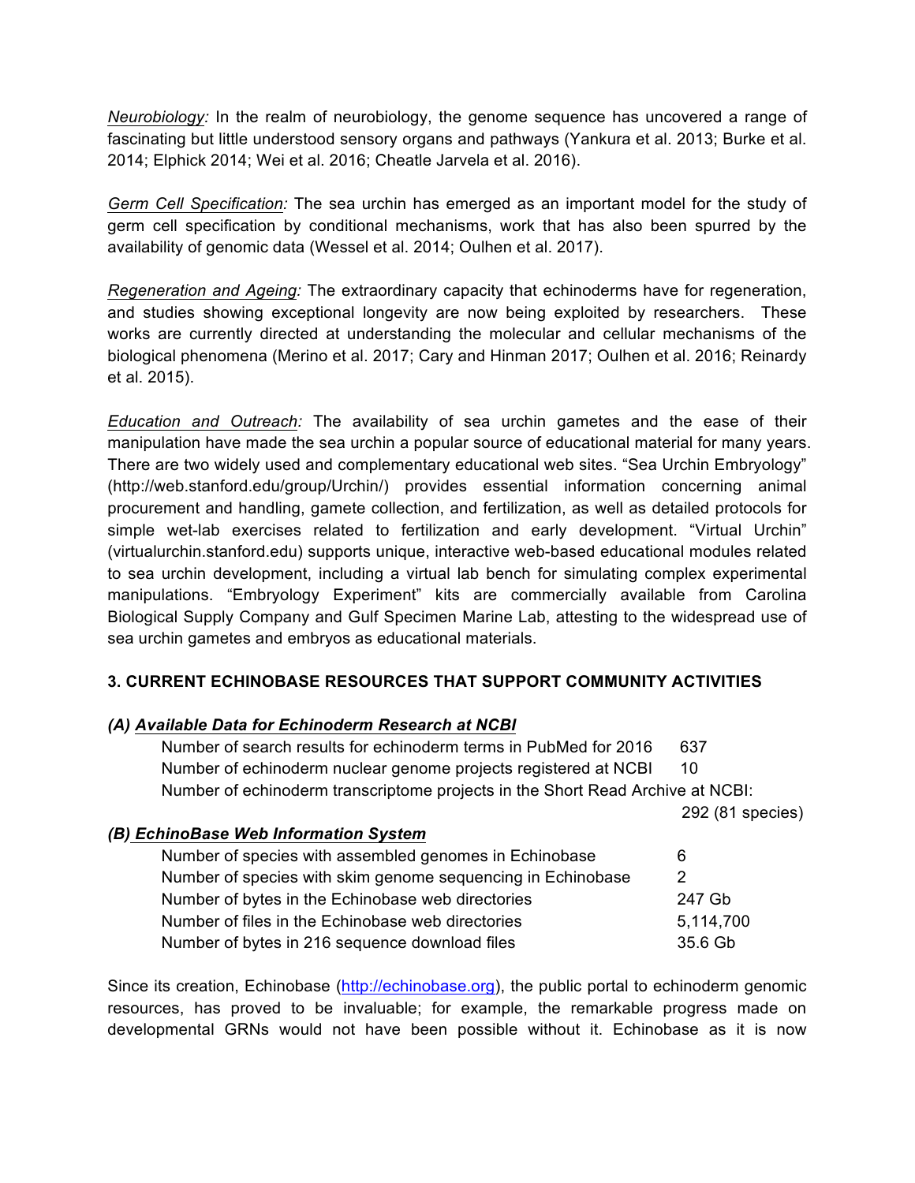*Neurobiology:* In the realm of neurobiology, the genome sequence has uncovered a range of fascinating but little understood sensory organs and pathways (Yankura et al. 2013; Burke et al. 2014; Elphick 2014; Wei et al. 2016; Cheatle Jarvela et al. 2016).

*Germ Cell Specification:* The sea urchin has emerged as an important model for the study of germ cell specification by conditional mechanisms, work that has also been spurred by the availability of genomic data (Wessel et al. 2014; Oulhen et al. 2017).

*Regeneration and Ageing:* The extraordinary capacity that echinoderms have for regeneration, and studies showing exceptional longevity are now being exploited by researchers. These works are currently directed at understanding the molecular and cellular mechanisms of the biological phenomena (Merino et al. 2017; Cary and Hinman 2017; Oulhen et al. 2016; Reinardy et al. 2015).

*Education and Outreach:* The availability of sea urchin gametes and the ease of their manipulation have made the sea urchin a popular source of educational material for many years. There are two widely used and complementary educational web sites. "Sea Urchin Embryology" (http://web.stanford.edu/group/Urchin/) provides essential information concerning animal procurement and handling, gamete collection, and fertilization, as well as detailed protocols for simple wet-lab exercises related to fertilization and early development. "Virtual Urchin" (virtualurchin.stanford.edu) supports unique, interactive web-based educational modules related to sea urchin development, including a virtual lab bench for simulating complex experimental manipulations. "Embryology Experiment" kits are commercially available from Carolina Biological Supply Company and Gulf Specimen Marine Lab, attesting to the widespread use of sea urchin gametes and embryos as educational materials.

## 3. CURRENT ECHINOBASE RESOURCES THAT SUPPORT COMMUNITY ACTIVITIES

### *(A) Available Data for Echinoderm Research at NCBI*

| | |
|---|---|
| Number of search results for echinoderm terms in PubMed for 2016 | 637 |
| Number of echinoderm nuclear genome projects registered at NCBI | 10 |
| Number of echinoderm transcriptome projects in the Short Read Archive at NCBI: | 292 (81 species) |

### *(B) EchinoBase Web Information System*

| | |
|---|---|
| Number of species with assembled genomes in Echinobase | 6 |
| Number of species with skim genome sequencing in Echinobase | 2 |
| Number of bytes in the Echinobase web directories | 247 Gb |
| Number of files in the Echinobase web directories | 5,114,700 |
| Number of bytes in 216 sequence download files | 35.6 Gb |

Since its creation, Echinobase (http://echinobase.org), the public portal to echinoderm genomic resources, has proved to be invaluable; for example, the remarkable progress made on developmental GRNs would not have been possible without it. Echinobase as it is now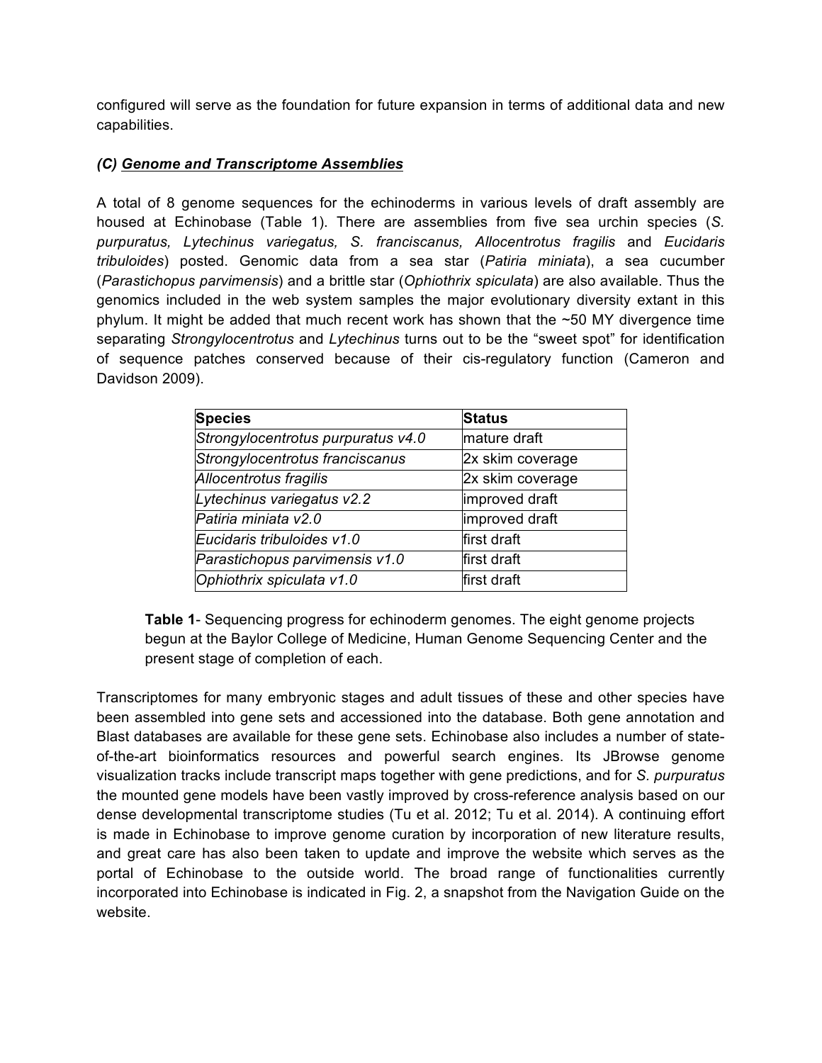configured will serve as the foundation for future expansion in terms of additional data and new capabilities.

### *(C) Genome and Transcriptome Assemblies*

A total of 8 genome sequences for the echinoderms in various levels of draft assembly are housed at Echinobase (Table 1). There are assemblies from five sea urchin species (*S. purpuratus, Lytechinus variegatus, S. franciscanus, Allocentrotus fragilis* and *Eucidaris tribuloides*) posted. Genomic data from a sea star (*Patiria miniata*), a sea cucumber (*Parastichopus parvimensis*) and a brittle star (*Ophiothrix spiculata*) are also available. Thus the genomics included in the web system samples the major evolutionary diversity extant in this phylum. It might be added that much recent work has shown that the ~50 MY divergence time separating *Strongylocentrotus* and *Lytechinus* turns out to be the "sweet spot" for identification of sequence patches conserved because of their cis-regulatory function (Cameron and Davidson 2009).

| **Species** | **Status** |
|---|---|
| *Strongylocentrotus purpuratus v4.0* | mature draft |
| *Strongylocentrotus franciscanus* | 2x skim coverage |
| *Allocentrotus fragilis* | 2x skim coverage |
| *Lytechinus variegatus v2.2* | improved draft |
| *Patiria miniata v2.0* | improved draft |
| *Eucidaris tribuloides v1.0* | first draft |
| *Parastichopus parvimensis v1.0* | first draft |
| *Ophiothrix spiculata v1.0* | first draft |

**Table 1**- Sequencing progress for echinoderm genomes. The eight genome projects begun at the Baylor College of Medicine, Human Genome Sequencing Center and the present stage of completion of each.

Transcriptomes for many embryonic stages and adult tissues of these and other species have been assembled into gene sets and accessioned into the database. Both gene annotation and Blast databases are available for these gene sets. Echinobase also includes a number of state-of-the-art bioinformatics resources and powerful search engines. Its JBrowse genome visualization tracks include transcript maps together with gene predictions, and for *S. purpuratus* the mounted gene models have been vastly improved by cross-reference analysis based on our dense developmental transcriptome studies (Tu et al. 2012; Tu et al. 2014). A continuing effort is made in Echinobase to improve genome curation by incorporation of new literature results, and great care has also been taken to update and improve the website which serves as the portal of Echinobase to the outside world. The broad range of functionalities currently incorporated into Echinobase is indicated in Fig. 2, a snapshot from the Navigation Guide on the website.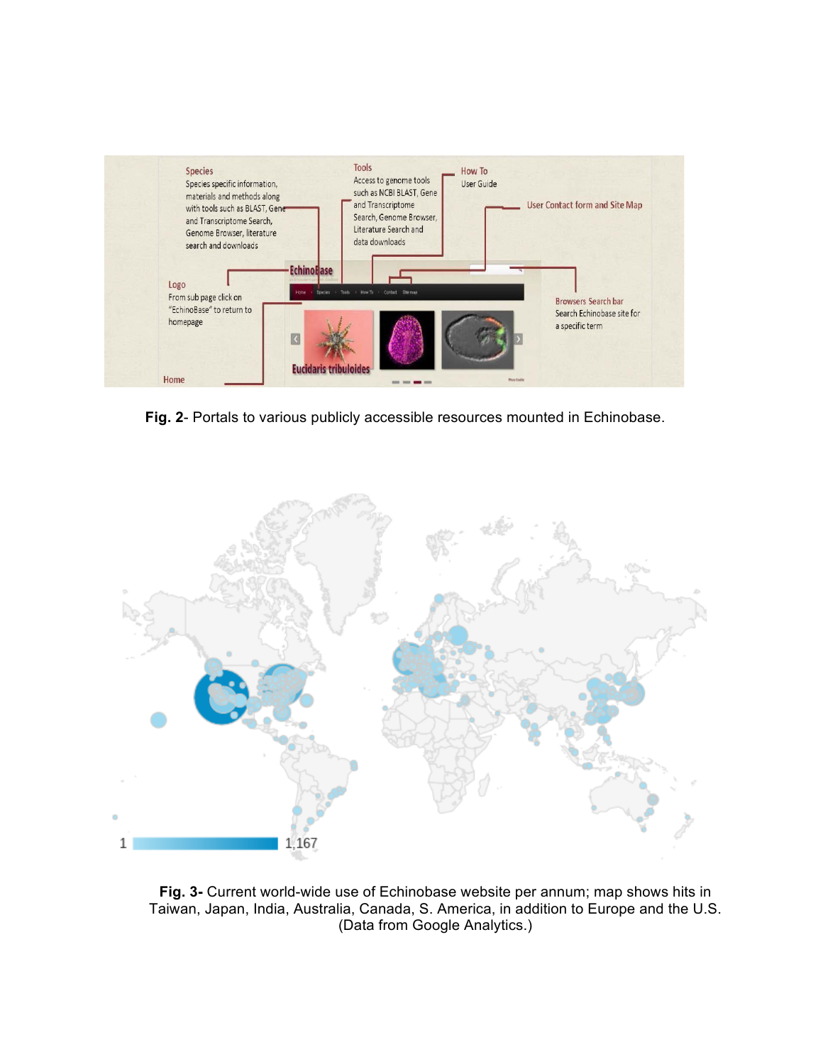**Fig. 2**- Portals to various publicly accessible resources mounted in Echinobase.

**Fig. 3-** Current world-wide use of Echinobase website per annum; map shows hits in Taiwan, Japan, India, Australia, Canada, S. America, in addition to Europe and the U.S. (Data from Google Analytics.)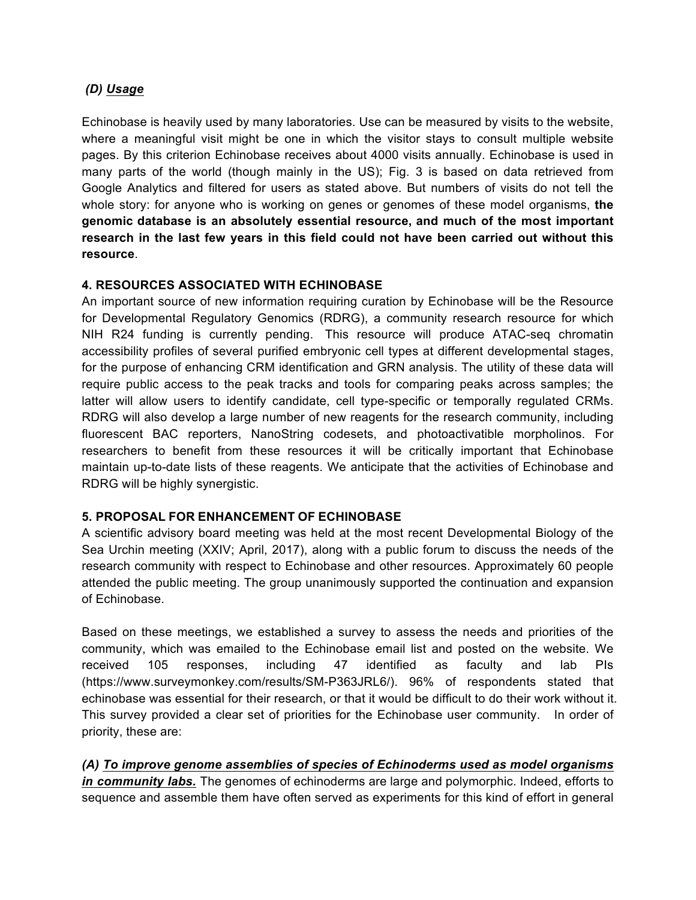### *(D) Usage*

Echinobase is heavily used by many laboratories. Use can be measured by visits to the website, where a meaningful visit might be one in which the visitor stays to consult multiple website pages. By this criterion Echinobase receives about 4000 visits annually. Echinobase is used in many parts of the world (though mainly in the US); Fig. 3 is based on data retrieved from Google Analytics and filtered for users as stated above. But numbers of visits do not tell the whole story: for anyone who is working on genes or genomes of these model organisms, **the genomic database is an absolutely essential resource, and much of the most important research in the last few years in this field could not have been carried out without this resource**.

## 4. RESOURCES ASSOCIATED WITH ECHINOBASE

An important source of new information requiring curation by Echinobase will be the Resource for Developmental Regulatory Genomics (RDRG), a community research resource for which NIH R24 funding is currently pending. This resource will produce ATAC-seq chromatin accessibility profiles of several purified embryonic cell types at different developmental stages, for the purpose of enhancing CRM identification and GRN analysis. The utility of these data will require public access to the peak tracks and tools for comparing peaks across samples; the latter will allow users to identify candidate, cell type-specific or temporally regulated CRMs. RDRG will also develop a large number of new reagents for the research community, including fluorescent BAC reporters, NanoString codesets, and photoactivatible morpholinos. For researchers to benefit from these resources it will be critically important that Echinobase maintain up-to-date lists of these reagents. We anticipate that the activities of Echinobase and RDRG will be highly synergistic.

## 5. PROPOSAL FOR ENHANCEMENT OF ECHINOBASE

A scientific advisory board meeting was held at the most recent Developmental Biology of the Sea Urchin meeting (XXIV; April, 2017), along with a public forum to discuss the needs of the research community with respect to Echinobase and other resources. Approximately 60 people attended the public meeting. The group unanimously supported the continuation and expansion of Echinobase.

Based on these meetings, we established a survey to assess the needs and priorities of the community, which was emailed to the Echinobase email list and posted on the website. We received 105 responses, including 47 identified as faculty and lab PIs (https://www.surveymonkey.com/results/SM-P363JRL6/). 96% of respondents stated that echinobase was essential for their research, or that it would be difficult to do their work without it. This survey provided a clear set of priorities for the Echinobase user community. In order of priority, these are:

***(A) To improve genome assemblies of species of Echinoderms used as model organisms in community labs.*** The genomes of echinoderms are large and polymorphic. Indeed, efforts to sequence and assemble them have often served as experiments for this kind of effort in general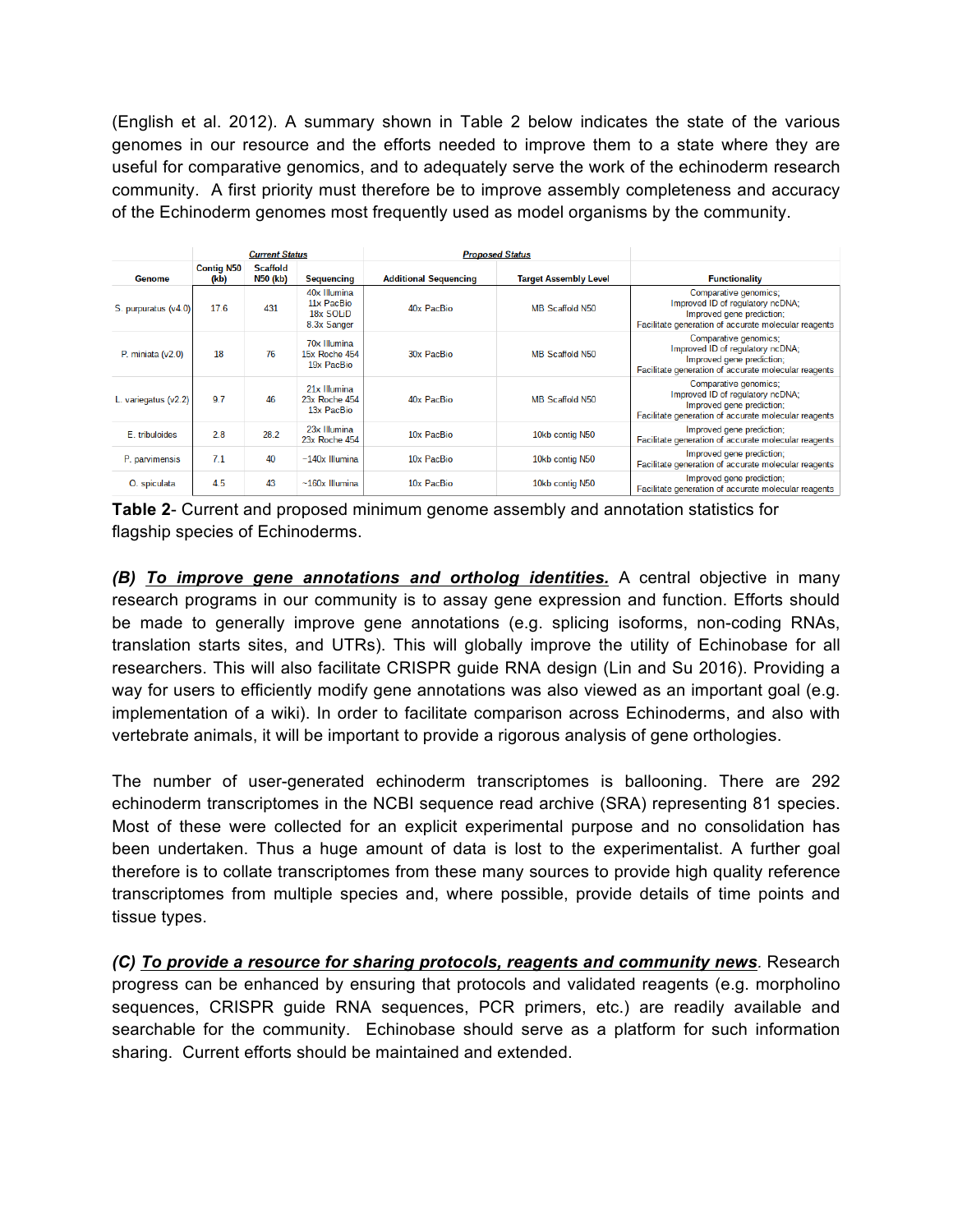(English et al. 2012). A summary shown in Table 2 below indicates the state of the various genomes in our resource and the efforts needed to improve them to a state where they are useful for comparative genomics, and to adequately serve the work of the echinoderm research community. A first priority must therefore be to improve assembly completeness and accuracy of the Echinoderm genomes most frequently used as model organisms by the community.

| | *Current Status* | | | *Proposed Status* | | |
|---|---|---|---|---|---|---|
| **Genome** | **Contig N50 (kb)** | **Scaffold N50 (kb)** | **Sequencing** | **Additional Sequencing** | **Target Assembly Level** | **Functionality** |
| S. purpuratus (v4.0) | 17.6 | 431 | 40x Illumina 11x PacBio 18x SOLiD 8.3x Sanger | 40x PacBio | MB Scaffold N50 | Comparative genomics; Improved ID of regulatory ncDNA; Improved gene prediction; Facilitate generation of accurate molecular reagents |
| P. miniata (v2.0) | 18 | 76 | 70x Illumina 15x Roche 454 19x PacBio | 30x PacBio | MB Scaffold N50 | Comparative genomics; Improved ID of regulatory ncDNA; Improved gene prediction; Facilitate generation of accurate molecular reagents |
| L. variegatus (v2.2) | 9.7 | 46 | 21x Illumina 23x Roche 454 13x PacBio | 40x PacBio | MB Scaffold N50 | Comparative genomics; Improved ID of regulatory ncDNA; Improved gene prediction; Facilitate generation of accurate molecular reagents |
| E. tribuloides | 2.8 | 28.2 | 23x Illumina 23x Roche 454 | 10x PacBio | 10kb contig N50 | Improved gene prediction; Facilitate generation of accurate molecular reagents |
| P. parvimensis | 7.1 | 40 | ~140x Illumina | 10x PacBio | 10kb contig N50 | Improved gene prediction; Facilitate generation of accurate molecular reagents |
| O. spiculata | 4.5 | 43 | ~160x Illumina | 10x PacBio | 10kb contig N50 | Improved gene prediction; Facilitate generation of accurate molecular reagents |

**Table 2**- Current and proposed minimum genome assembly and annotation statistics for flagship species of Echinoderms.

***(B) <u>To improve gene annotations and ortholog identities.</u>*** A central objective in many research programs in our community is to assay gene expression and function. Efforts should be made to generally improve gene annotations (e.g. splicing isoforms, non-coding RNAs, translation starts sites, and UTRs). This will globally improve the utility of Echinobase for all researchers. This will also facilitate CRISPR guide RNA design (Lin and Su 2016). Providing a way for users to efficiently modify gene annotations was also viewed as an important goal (e.g. implementation of a wiki). In order to facilitate comparison across Echinoderms, and also with vertebrate animals, it will be important to provide a rigorous analysis of gene orthologies.

The number of user-generated echinoderm transcriptomes is ballooning. There are 292 echinoderm transcriptomes in the NCBI sequence read archive (SRA) representing 81 species. Most of these were collected for an explicit experimental purpose and no consolidation has been undertaken. Thus a huge amount of data is lost to the experimentalist. A further goal therefore is to collate transcriptomes from these many sources to provide high quality reference transcriptomes from multiple species and, where possible, provide details of time points and tissue types.

***(C) <u>To provide a resource for sharing protocols, reagents and community news</u>.*** Research progress can be enhanced by ensuring that protocols and validated reagents (e.g. morpholino sequences, CRISPR guide RNA sequences, PCR primers, etc.) are readily available and searchable for the community. Echinobase should serve as a platform for such information sharing. Current efforts should be maintained and extended.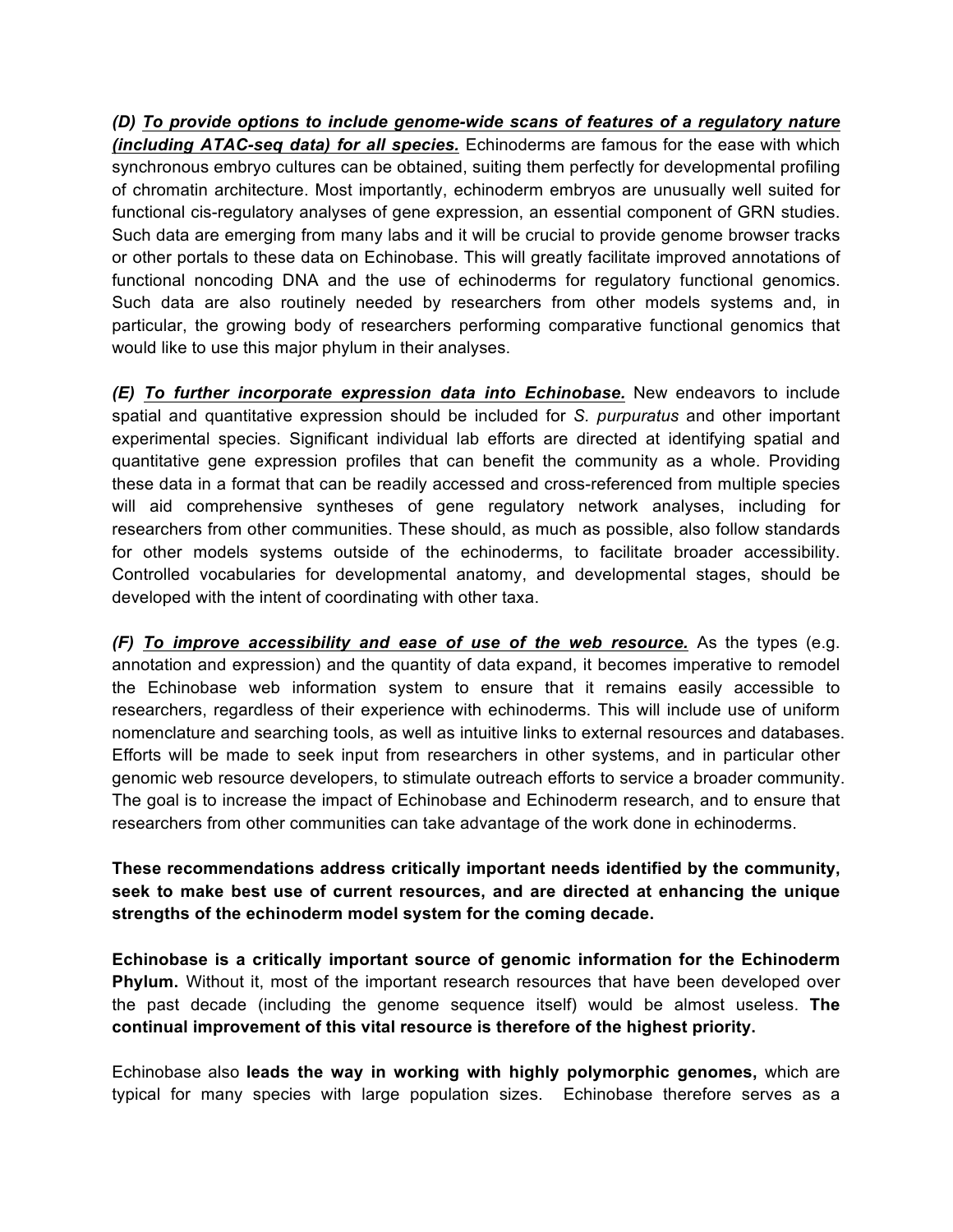***(D) To provide options to include genome-wide scans of features of a regulatory nature (including ATAC-seq data) for all species.*** Echinoderms are famous for the ease with which synchronous embryo cultures can be obtained, suiting them perfectly for developmental profiling of chromatin architecture. Most importantly, echinoderm embryos are unusually well suited for functional cis-regulatory analyses of gene expression, an essential component of GRN studies. Such data are emerging from many labs and it will be crucial to provide genome browser tracks or other portals to these data on Echinobase. This will greatly facilitate improved annotations of functional noncoding DNA and the use of echinoderms for regulatory functional genomics. Such data are also routinely needed by researchers from other models systems and, in particular, the growing body of researchers performing comparative functional genomics that would like to use this major phylum in their analyses.

***(E) To further incorporate expression data into Echinobase.*** New endeavors to include spatial and quantitative expression should be included for *S. purpuratus* and other important experimental species. Significant individual lab efforts are directed at identifying spatial and quantitative gene expression profiles that can benefit the community as a whole. Providing these data in a format that can be readily accessed and cross-referenced from multiple species will aid comprehensive syntheses of gene regulatory network analyses, including for researchers from other communities. These should, as much as possible, also follow standards for other models systems outside of the echinoderms, to facilitate broader accessibility. Controlled vocabularies for developmental anatomy, and developmental stages, should be developed with the intent of coordinating with other taxa.

***(F) To improve accessibility and ease of use of the web resource.*** As the types (e.g. annotation and expression) and the quantity of data expand, it becomes imperative to remodel the Echinobase web information system to ensure that it remains easily accessible to researchers, regardless of their experience with echinoderms. This will include use of uniform nomenclature and searching tools, as well as intuitive links to external resources and databases. Efforts will be made to seek input from researchers in other systems, and in particular other genomic web resource developers, to stimulate outreach efforts to service a broader community. The goal is to increase the impact of Echinobase and Echinoderm research, and to ensure that researchers from other communities can take advantage of the work done in echinoderms.

**These recommendations address critically important needs identified by the community, seek to make best use of current resources, and are directed at enhancing the unique strengths of the echinoderm model system for the coming decade.**

**Echinobase is a critically important source of genomic information for the Echinoderm Phylum.** Without it, most of the important research resources that have been developed over the past decade (including the genome sequence itself) would be almost useless. **The continual improvement of this vital resource is therefore of the highest priority.**

Echinobase also **leads the way in working with highly polymorphic genomes,** which are typical for many species with large population sizes. Echinobase therefore serves as a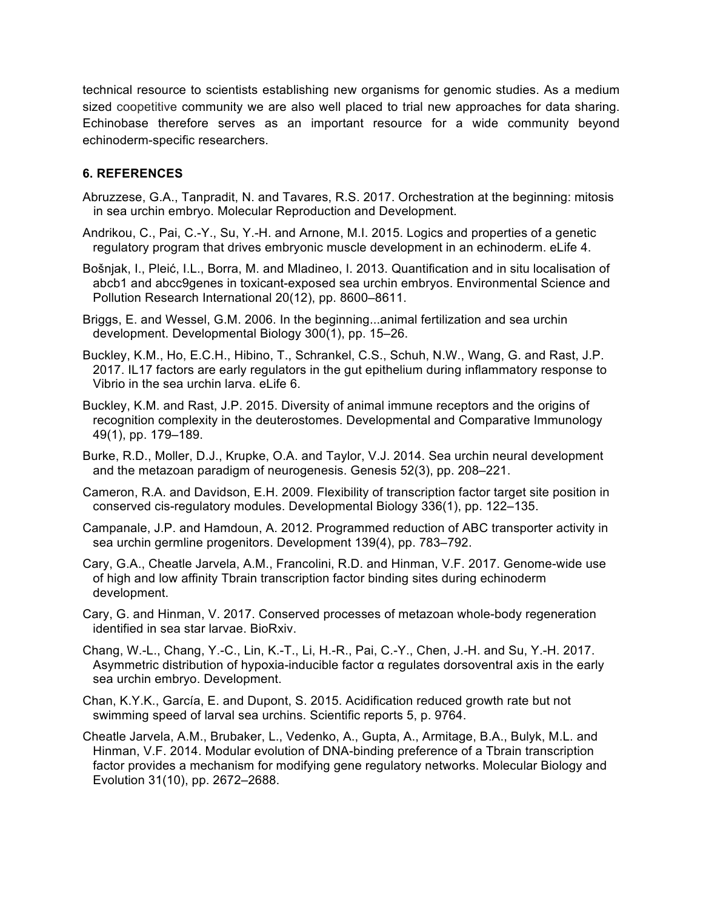technical resource to scientists establishing new organisms for genomic studies. As a medium sized coopetitive community we are also well placed to trial new approaches for data sharing. Echinobase therefore serves as an important resource for a wide community beyond echinoderm-specific researchers.

### 6. REFERENCES

Abruzzese, G.A., Tanpradit, N. and Tavares, R.S. 2017. Orchestration at the beginning: mitosis in sea urchin embryo. Molecular Reproduction and Development.

Andrikou, C., Pai, C.-Y., Su, Y.-H. and Arnone, M.I. 2015. Logics and properties of a genetic regulatory program that drives embryonic muscle development in an echinoderm. eLife 4.

Bošnjak, I., Pleić, I.L., Borra, M. and Mladineo, I. 2013. Quantification and in situ localisation of abcb1 and abcc9genes in toxicant-exposed sea urchin embryos. Environmental Science and Pollution Research International 20(12), pp. 8600–8611.

Briggs, E. and Wessel, G.M. 2006. In the beginning...animal fertilization and sea urchin development. Developmental Biology 300(1), pp. 15–26.

Buckley, K.M., Ho, E.C.H., Hibino, T., Schrankel, C.S., Schuh, N.W., Wang, G. and Rast, J.P. 2017. IL17 factors are early regulators in the gut epithelium during inflammatory response to Vibrio in the sea urchin larva. eLife 6.

Buckley, K.M. and Rast, J.P. 2015. Diversity of animal immune receptors and the origins of recognition complexity in the deuterostomes. Developmental and Comparative Immunology 49(1), pp. 179–189.

Burke, R.D., Moller, D.J., Krupke, O.A. and Taylor, V.J. 2014. Sea urchin neural development and the metazoan paradigm of neurogenesis. Genesis 52(3), pp. 208–221.

Cameron, R.A. and Davidson, E.H. 2009. Flexibility of transcription factor target site position in conserved cis-regulatory modules. Developmental Biology 336(1), pp. 122–135.

Campanale, J.P. and Hamdoun, A. 2012. Programmed reduction of ABC transporter activity in sea urchin germline progenitors. Development 139(4), pp. 783–792.

Cary, G.A., Cheatle Jarvela, A.M., Francolini, R.D. and Hinman, V.F. 2017. Genome-wide use of high and low affinity Tbrain transcription factor binding sites during echinoderm development.

Cary, G. and Hinman, V. 2017. Conserved processes of metazoan whole-body regeneration identified in sea star larvae. BioRxiv.

Chang, W.-L., Chang, Y.-C., Lin, K.-T., Li, H.-R., Pai, C.-Y., Chen, J.-H. and Su, Y.-H. 2017. Asymmetric distribution of hypoxia-inducible factor α regulates dorsoventral axis in the early sea urchin embryo. Development.

Chan, K.Y.K., García, E. and Dupont, S. 2015. Acidification reduced growth rate but not swimming speed of larval sea urchins. Scientific reports 5, p. 9764.

Cheatle Jarvela, A.M., Brubaker, L., Vedenko, A., Gupta, A., Armitage, B.A., Bulyk, M.L. and Hinman, V.F. 2014. Modular evolution of DNA-binding preference of a Tbrain transcription factor provides a mechanism for modifying gene regulatory networks. Molecular Biology and Evolution 31(10), pp. 2672–2688.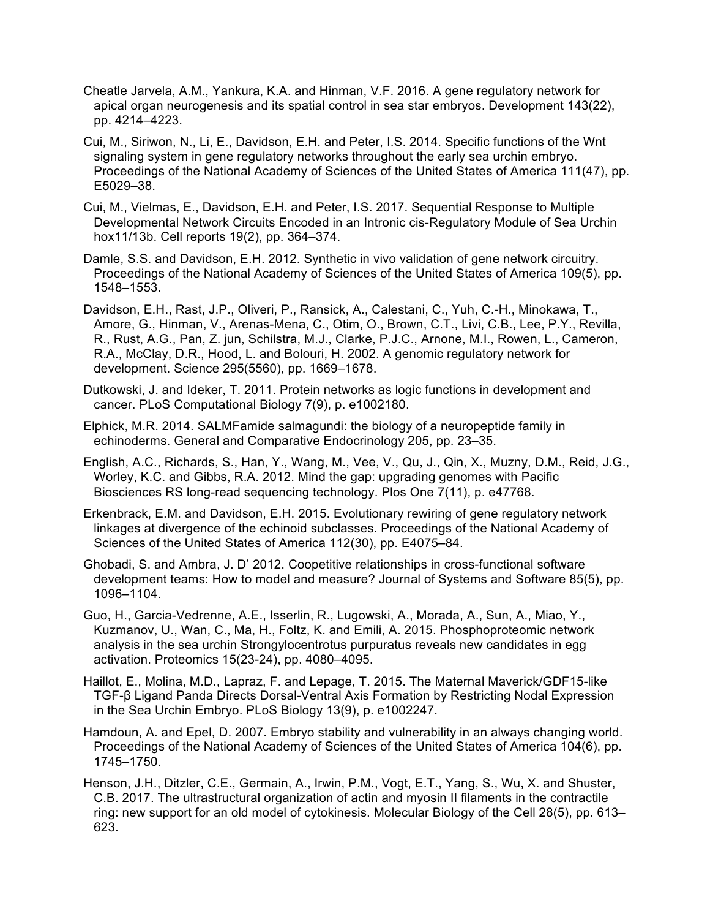Cheatle Jarvela, A.M., Yankura, K.A. and Hinman, V.F. 2016. A gene regulatory network for apical organ neurogenesis and its spatial control in sea star embryos. Development 143(22), pp. 4214–4223.

Cui, M., Siriwon, N., Li, E., Davidson, E.H. and Peter, I.S. 2014. Specific functions of the Wnt signaling system in gene regulatory networks throughout the early sea urchin embryo. Proceedings of the National Academy of Sciences of the United States of America 111(47), pp. E5029–38.

Cui, M., Vielmas, E., Davidson, E.H. and Peter, I.S. 2017. Sequential Response to Multiple Developmental Network Circuits Encoded in an Intronic cis-Regulatory Module of Sea Urchin hox11/13b. Cell reports 19(2), pp. 364–374.

Damle, S.S. and Davidson, E.H. 2012. Synthetic in vivo validation of gene network circuitry. Proceedings of the National Academy of Sciences of the United States of America 109(5), pp. 1548–1553.

Davidson, E.H., Rast, J.P., Oliveri, P., Ransick, A., Calestani, C., Yuh, C.-H., Minokawa, T., Amore, G., Hinman, V., Arenas-Mena, C., Otim, O., Brown, C.T., Livi, C.B., Lee, P.Y., Revilla, R., Rust, A.G., Pan, Z. jun, Schilstra, M.J., Clarke, P.J.C., Arnone, M.I., Rowen, L., Cameron, R.A., McClay, D.R., Hood, L. and Bolouri, H. 2002. A genomic regulatory network for development. Science 295(5560), pp. 1669–1678.

Dutkowski, J. and Ideker, T. 2011. Protein networks as logic functions in development and cancer. PLoS Computational Biology 7(9), p. e1002180.

Elphick, M.R. 2014. SALMFamide salmagundi: the biology of a neuropeptide family in echinoderms. General and Comparative Endocrinology 205, pp. 23–35.

English, A.C., Richards, S., Han, Y., Wang, M., Vee, V., Qu, J., Qin, X., Muzny, D.M., Reid, J.G., Worley, K.C. and Gibbs, R.A. 2012. Mind the gap: upgrading genomes with Pacific Biosciences RS long-read sequencing technology. Plos One 7(11), p. e47768.

Erkenbrack, E.M. and Davidson, E.H. 2015. Evolutionary rewiring of gene regulatory network linkages at divergence of the echinoid subclasses. Proceedings of the National Academy of Sciences of the United States of America 112(30), pp. E4075–84.

Ghobadi, S. and Ambra, J. D' 2012. Coopetitive relationships in cross-functional software development teams: How to model and measure? Journal of Systems and Software 85(5), pp. 1096–1104.

Guo, H., Garcia-Vedrenne, A.E., Isserlin, R., Lugowski, A., Morada, A., Sun, A., Miao, Y., Kuzmanov, U., Wan, C., Ma, H., Foltz, K. and Emili, A. 2015. Phosphoproteomic network analysis in the sea urchin Strongylocentrotus purpuratus reveals new candidates in egg activation. Proteomics 15(23-24), pp. 4080–4095.

Haillot, E., Molina, M.D., Lapraz, F. and Lepage, T. 2015. The Maternal Maverick/GDF15-like TGF-β Ligand Panda Directs Dorsal-Ventral Axis Formation by Restricting Nodal Expression in the Sea Urchin Embryo. PLoS Biology 13(9), p. e1002247.

Hamdoun, A. and Epel, D. 2007. Embryo stability and vulnerability in an always changing world. Proceedings of the National Academy of Sciences of the United States of America 104(6), pp. 1745–1750.

Henson, J.H., Ditzler, C.E., Germain, A., Irwin, P.M., Vogt, E.T., Yang, S., Wu, X. and Shuster, C.B. 2017. The ultrastructural organization of actin and myosin II filaments in the contractile ring: new support for an old model of cytokinesis. Molecular Biology of the Cell 28(5), pp. 613–623.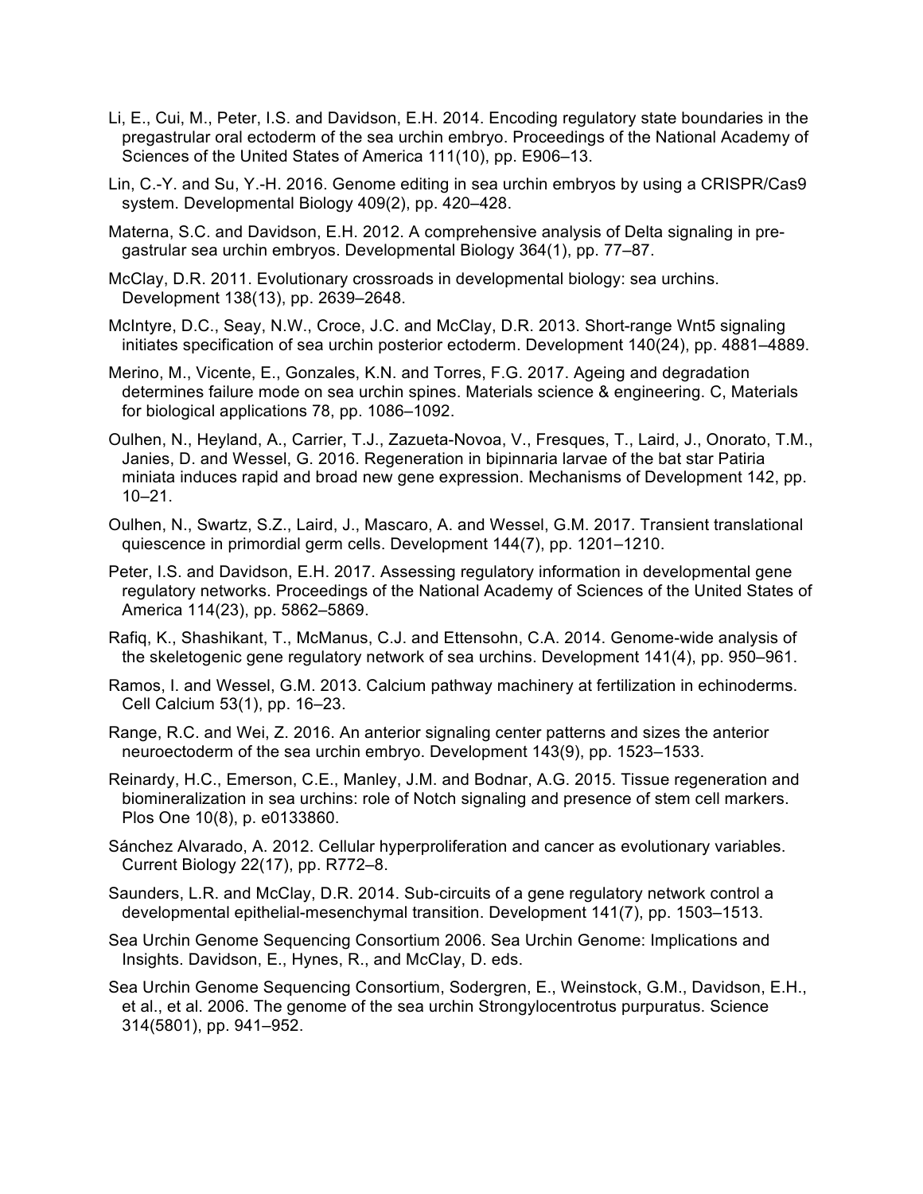Li, E., Cui, M., Peter, I.S. and Davidson, E.H. 2014. Encoding regulatory state boundaries in the pregastrular oral ectoderm of the sea urchin embryo. Proceedings of the National Academy of Sciences of the United States of America 111(10), pp. E906–13.

Lin, C.-Y. and Su, Y.-H. 2016. Genome editing in sea urchin embryos by using a CRISPR/Cas9 system. Developmental Biology 409(2), pp. 420–428.

Materna, S.C. and Davidson, E.H. 2012. A comprehensive analysis of Delta signaling in pre-gastrular sea urchin embryos. Developmental Biology 364(1), pp. 77–87.

McClay, D.R. 2011. Evolutionary crossroads in developmental biology: sea urchins. Development 138(13), pp. 2639–2648.

McIntyre, D.C., Seay, N.W., Croce, J.C. and McClay, D.R. 2013. Short-range Wnt5 signaling initiates specification of sea urchin posterior ectoderm. Development 140(24), pp. 4881–4889.

Merino, M., Vicente, E., Gonzales, K.N. and Torres, F.G. 2017. Ageing and degradation determines failure mode on sea urchin spines. Materials science & engineering. C, Materials for biological applications 78, pp. 1086–1092.

Oulhen, N., Heyland, A., Carrier, T.J., Zazueta-Novoa, V., Fresques, T., Laird, J., Onorato, T.M., Janies, D. and Wessel, G. 2016. Regeneration in bipinnaria larvae of the bat star Patiria miniata induces rapid and broad new gene expression. Mechanisms of Development 142, pp. 10–21.

Oulhen, N., Swartz, S.Z., Laird, J., Mascaro, A. and Wessel, G.M. 2017. Transient translational quiescence in primordial germ cells. Development 144(7), pp. 1201–1210.

Peter, I.S. and Davidson, E.H. 2017. Assessing regulatory information in developmental gene regulatory networks. Proceedings of the National Academy of Sciences of the United States of America 114(23), pp. 5862–5869.

Rafiq, K., Shashikant, T., McManus, C.J. and Ettensohn, C.A. 2014. Genome-wide analysis of the skeletogenic gene regulatory network of sea urchins. Development 141(4), pp. 950–961.

Ramos, I. and Wessel, G.M. 2013. Calcium pathway machinery at fertilization in echinoderms. Cell Calcium 53(1), pp. 16–23.

Range, R.C. and Wei, Z. 2016. An anterior signaling center patterns and sizes the anterior neuroectoderm of the sea urchin embryo. Development 143(9), pp. 1523–1533.

Reinardy, H.C., Emerson, C.E., Manley, J.M. and Bodnar, A.G. 2015. Tissue regeneration and biomineralization in sea urchins: role of Notch signaling and presence of stem cell markers. Plos One 10(8), p. e0133860.

Sánchez Alvarado, A. 2012. Cellular hyperproliferation and cancer as evolutionary variables. Current Biology 22(17), pp. R772–8.

Saunders, L.R. and McClay, D.R. 2014. Sub-circuits of a gene regulatory network control a developmental epithelial-mesenchymal transition. Development 141(7), pp. 1503–1513.

Sea Urchin Genome Sequencing Consortium 2006. Sea Urchin Genome: Implications and Insights. Davidson, E., Hynes, R., and McClay, D. eds.

Sea Urchin Genome Sequencing Consortium, Sodergren, E., Weinstock, G.M., Davidson, E.H., et al., et al. 2006. The genome of the sea urchin Strongylocentrotus purpuratus. Science 314(5801), pp. 941–952.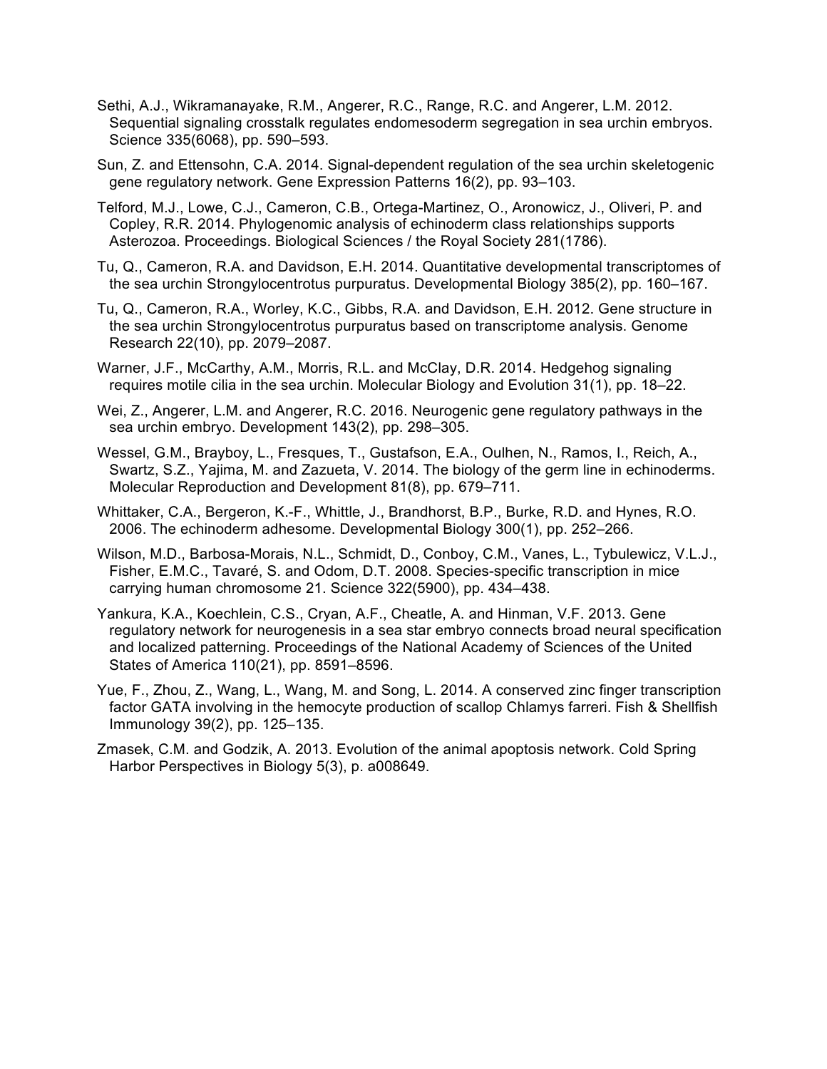Sethi, A.J., Wikramanayake, R.M., Angerer, R.C., Range, R.C. and Angerer, L.M. 2012. Sequential signaling crosstalk regulates endomesoderm segregation in sea urchin embryos. Science 335(6068), pp. 590–593.

Sun, Z. and Ettensohn, C.A. 2014. Signal-dependent regulation of the sea urchin skeletogenic gene regulatory network. Gene Expression Patterns 16(2), pp. 93–103.

Telford, M.J., Lowe, C.J., Cameron, C.B., Ortega-Martinez, O., Aronowicz, J., Oliveri, P. and Copley, R.R. 2014. Phylogenomic analysis of echinoderm class relationships supports Asterozoa. Proceedings. Biological Sciences / the Royal Society 281(1786).

Tu, Q., Cameron, R.A. and Davidson, E.H. 2014. Quantitative developmental transcriptomes of the sea urchin Strongylocentrotus purpuratus. Developmental Biology 385(2), pp. 160–167.

Tu, Q., Cameron, R.A., Worley, K.C., Gibbs, R.A. and Davidson, E.H. 2012. Gene structure in the sea urchin Strongylocentrotus purpuratus based on transcriptome analysis. Genome Research 22(10), pp. 2079–2087.

Warner, J.F., McCarthy, A.M., Morris, R.L. and McClay, D.R. 2014. Hedgehog signaling requires motile cilia in the sea urchin. Molecular Biology and Evolution 31(1), pp. 18–22.

Wei, Z., Angerer, L.M. and Angerer, R.C. 2016. Neurogenic gene regulatory pathways in the sea urchin embryo. Development 143(2), pp. 298–305.

Wessel, G.M., Brayboy, L., Fresques, T., Gustafson, E.A., Oulhen, N., Ramos, I., Reich, A., Swartz, S.Z., Yajima, M. and Zazueta, V. 2014. The biology of the germ line in echinoderms. Molecular Reproduction and Development 81(8), pp. 679–711.

Whittaker, C.A., Bergeron, K.-F., Whittle, J., Brandhorst, B.P., Burke, R.D. and Hynes, R.O. 2006. The echinoderm adhesome. Developmental Biology 300(1), pp. 252–266.

Wilson, M.D., Barbosa-Morais, N.L., Schmidt, D., Conboy, C.M., Vanes, L., Tybulewicz, V.L.J., Fisher, E.M.C., Tavaré, S. and Odom, D.T. 2008. Species-specific transcription in mice carrying human chromosome 21. Science 322(5900), pp. 434–438.

Yankura, K.A., Koechlein, C.S., Cryan, A.F., Cheatle, A. and Hinman, V.F. 2013. Gene regulatory network for neurogenesis in a sea star embryo connects broad neural specification and localized patterning. Proceedings of the National Academy of Sciences of the United States of America 110(21), pp. 8591–8596.

Yue, F., Zhou, Z., Wang, L., Wang, M. and Song, L. 2014. A conserved zinc finger transcription factor GATA involving in the hemocyte production of scallop Chlamys farreri. Fish & Shellfish Immunology 39(2), pp. 125–135.

Zmasek, C.M. and Godzik, A. 2013. Evolution of the animal apoptosis network. Cold Spring Harbor Perspectives in Biology 5(3), p. a008649.